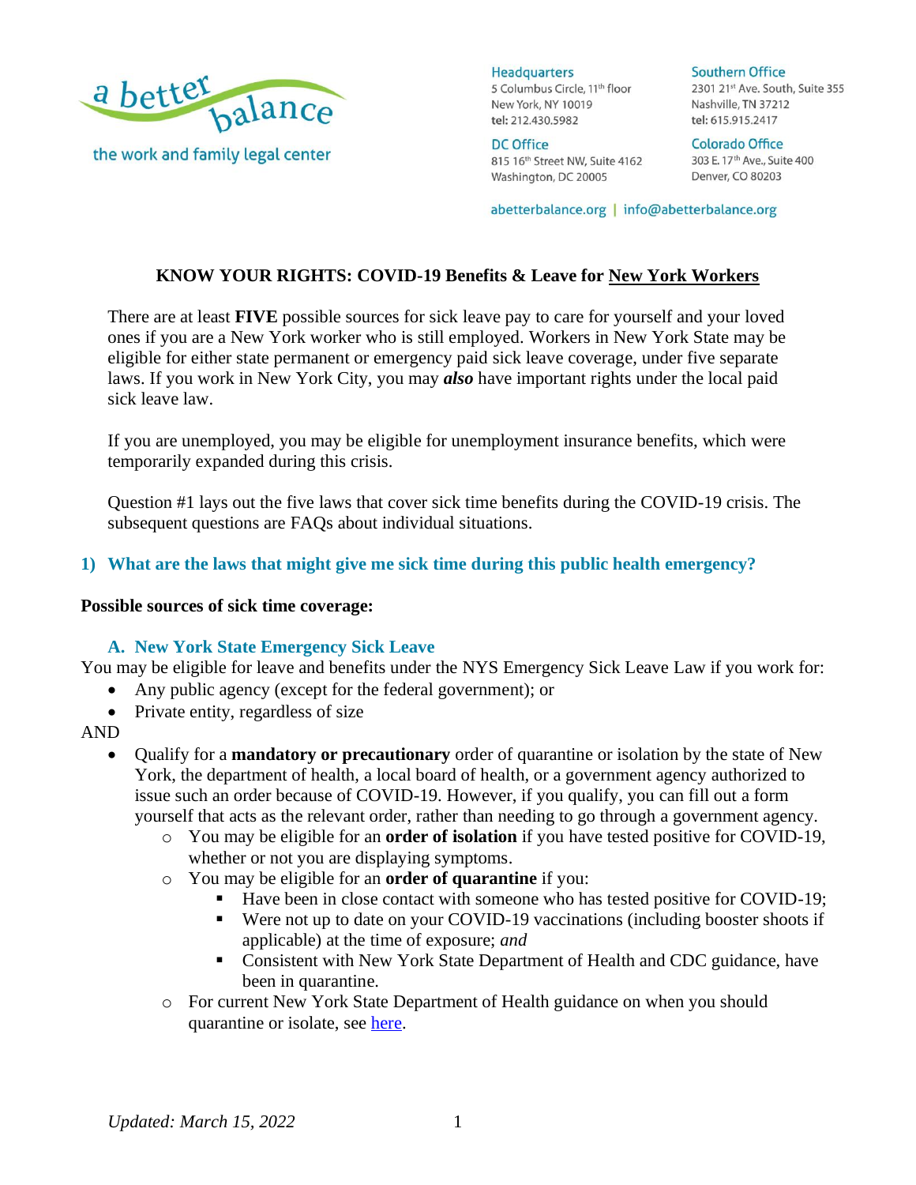a better balance
the work and family legal center

**Headquarters**
5 Columbus Circle, 11th floor
New York, NY 10019
tel: 212.430.5982

**Southern Office**
2301 21st Ave. South, Suite 355
Nashville, TN 37212
tel: 615.915.2417

**DC Office**
815 16th Street NW, Suite 4162
Washington, DC 20005

**Colorado Office**
303 E. 17th Ave., Suite 400
Denver, CO 80203

abetterbalance.org | info@abetterbalance.org

# KNOW YOUR RIGHTS: COVID-19 Benefits & Leave for New York Workers

There are at least **FIVE** possible sources for sick leave pay to care for yourself and your loved ones if you are a New York worker who is still employed. Workers in New York State may be eligible for either state permanent or emergency paid sick leave coverage, under five separate laws. If you work in New York City, you may ***also*** have important rights under the local paid sick leave law.

If you are unemployed, you may be eligible for unemployment insurance benefits, which were temporarily expanded during this crisis.

Question #1 lays out the five laws that cover sick time benefits during the COVID-19 crisis. The subsequent questions are FAQs about individual situations.

## 1) What are the laws that might give me sick time during this public health emergency?

**Possible sources of sick time coverage:**

### A. New York State Emergency Sick Leave

You may be eligible for leave and benefits under the NYS Emergency Sick Leave Law if you work for:

- Any public agency (except for the federal government); or
- Private entity, regardless of size

AND

- Qualify for a **mandatory or precautionary** order of quarantine or isolation by the state of New York, the department of health, a local board of health, or a government agency authorized to issue such an order because of COVID-19. However, if you qualify, you can fill out a form yourself that acts as the relevant order, rather than needing to go through a government agency.
  - You may be eligible for an **order of isolation** if you have tested positive for COVID-19, whether or not you are displaying symptoms.
  - You may be eligible for an **order of quarantine** if you:
    - Have been in close contact with someone who has tested positive for COVID-19;
    - Were not up to date on your COVID-19 vaccinations (including booster shoots if applicable) at the time of exposure; *and*
    - Consistent with New York State Department of Health and CDC guidance, have been in quarantine.
  - For current New York State Department of Health guidance on when you should quarantine or isolate, see [here](here).

*Updated: March 15, 2022*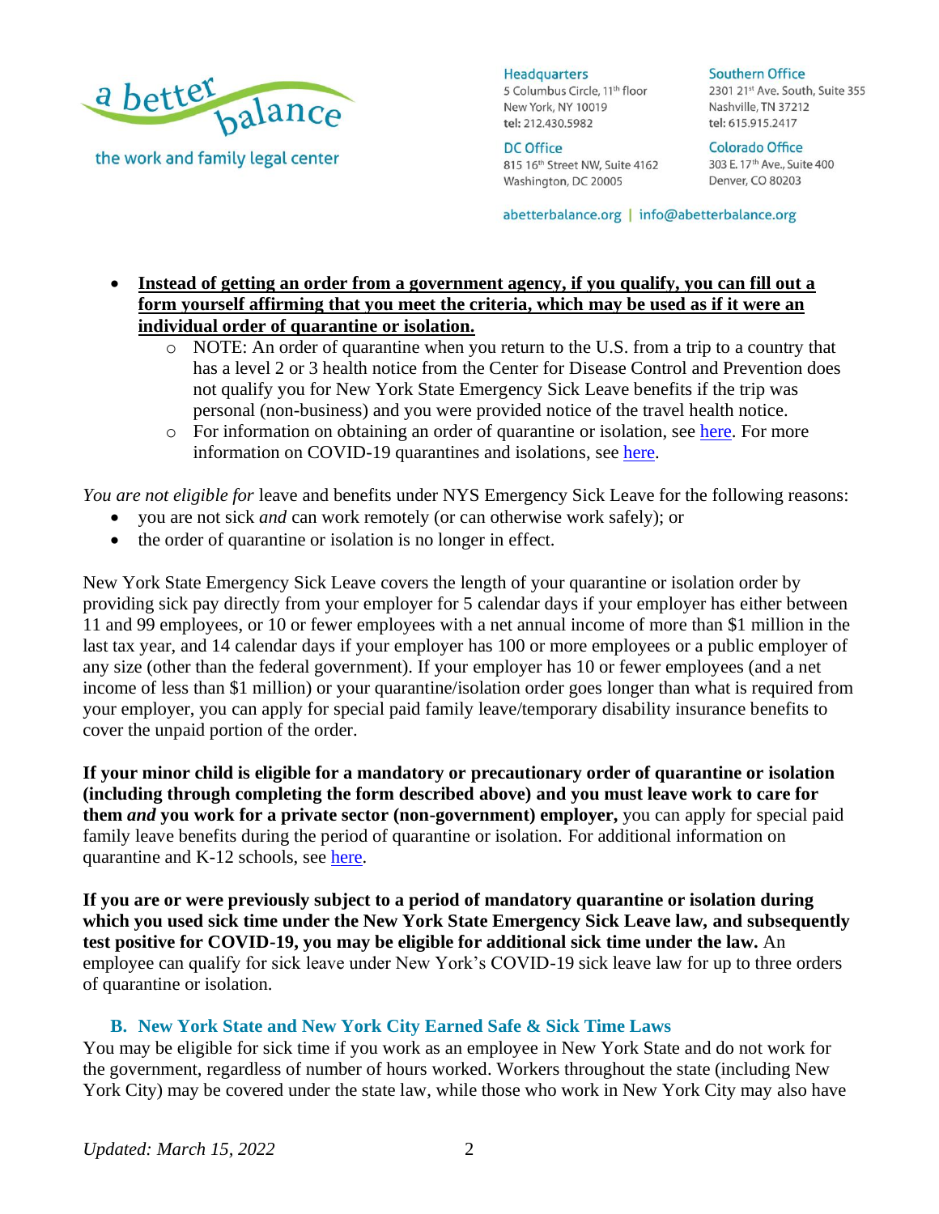- **Instead of getting an order from a government agency, if you qualify, you can fill out a form yourself affirming that you meet the criteria, which may be used as if it were an individual order of quarantine or isolation.**
    - NOTE: An order of quarantine when you return to the U.S. from a trip to a country that has a level 2 or 3 health notice from the Center for Disease Control and Prevention does not qualify you for New York State Emergency Sick Leave benefits if the trip was personal (non-business) and you were provided notice of the travel health notice.
    - For information on obtaining an order of quarantine or isolation, see here. For more information on COVID-19 quarantines and isolations, see here.

*You are not eligible for* leave and benefits under NYS Emergency Sick Leave for the following reasons:

- you are not sick *and* can work remotely (or can otherwise work safely); or
- the order of quarantine or isolation is no longer in effect.

New York State Emergency Sick Leave covers the length of your quarantine or isolation order by providing sick pay directly from your employer for 5 calendar days if your employer has either between 11 and 99 employees, or 10 or fewer employees with a net annual income of more than $1 million in the last tax year, and 14 calendar days if your employer has 100 or more employees or a public employer of any size (other than the federal government). If your employer has 10 or fewer employees (and a net income of less than $1 million) or your quarantine/isolation order goes longer than what is required from your employer, you can apply for special paid family leave/temporary disability insurance benefits to cover the unpaid portion of the order.

**If your minor child is eligible for a mandatory or precautionary order of quarantine or isolation (including through completing the form described above) and you must leave work to care for them *and* you work for a private sector (non-government) employer,** you can apply for special paid family leave benefits during the period of quarantine or isolation. For additional information on quarantine and K-12 schools, see here.

**If you are or were previously subject to a period of mandatory quarantine or isolation during which you used sick time under the New York State Emergency Sick Leave law, and subsequently test positive for COVID-19, you may be eligible for additional sick time under the law.** An employee can qualify for sick leave under New York's COVID-19 sick leave law for up to three orders of quarantine or isolation.

### B. New York State and New York City Earned Safe & Sick Time Laws

You may be eligible for sick time if you work as an employee in New York State and do not work for the government, regardless of number of hours worked. Workers throughout the state (including New York City) may be covered under the state law, while those who work in New York City may also have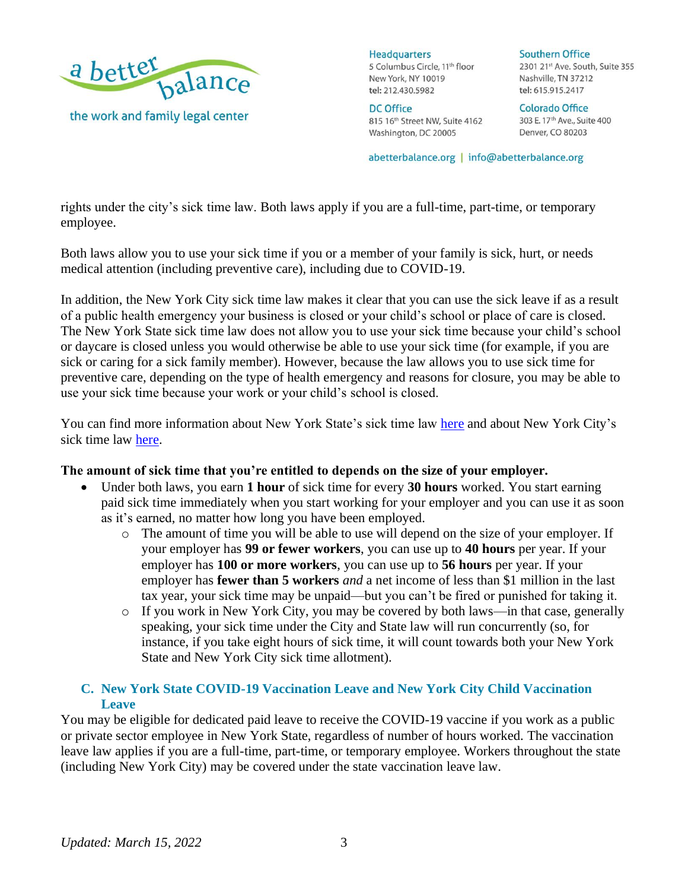rights under the city's sick time law. Both laws apply if you are a full-time, part-time, or temporary employee.

Both laws allow you to use your sick time if you or a member of your family is sick, hurt, or needs medical attention (including preventive care), including due to COVID-19.

In addition, the New York City sick time law makes it clear that you can use the sick leave if as a result of a public health emergency your business is closed or your child's school or place of care is closed. The New York State sick time law does not allow you to use your sick time because your child's school or daycare is closed unless you would otherwise be able to use your sick time (for example, if you are sick or caring for a sick family member). However, because the law allows you to use sick time for preventive care, depending on the type of health emergency and reasons for closure, you may be able to use your sick time because your work or your child's school is closed.

You can find more information about New York State's sick time law [here](#) and about New York City's sick time law [here](#).

**The amount of sick time that you're entitled to depends on the size of your employer.**

- Under both laws, you earn **1 hour** of sick time for every **30 hours** worked. You start earning paid sick time immediately when you start working for your employer and you can use it as soon as it's earned, no matter how long you have been employed.
  - The amount of time you will be able to use will depend on the size of your employer. If your employer has **99 or fewer workers**, you can use up to **40 hours** per year. If your employer has **100 or more workers**, you can use up to **56 hours** per year. If your employer has **fewer than 5 workers** *and* a net income of less than $1 million in the last tax year, your sick time may be unpaid—but you can't be fired or punished for taking it.
  - If you work in New York City, you may be covered by both laws—in that case, generally speaking, your sick time under the City and State law will run concurrently (so, for instance, if you take eight hours of sick time, it will count towards both your New York State and New York City sick time allotment).

## C. New York State COVID-19 Vaccination Leave and New York City Child Vaccination Leave

You may be eligible for dedicated paid leave to receive the COVID-19 vaccine if you work as a public or private sector employee in New York State, regardless of number of hours worked. The vaccination leave law applies if you are a full-time, part-time, or temporary employee. Workers throughout the state (including New York City) may be covered under the state vaccination leave law.

*Updated: March 15, 2022*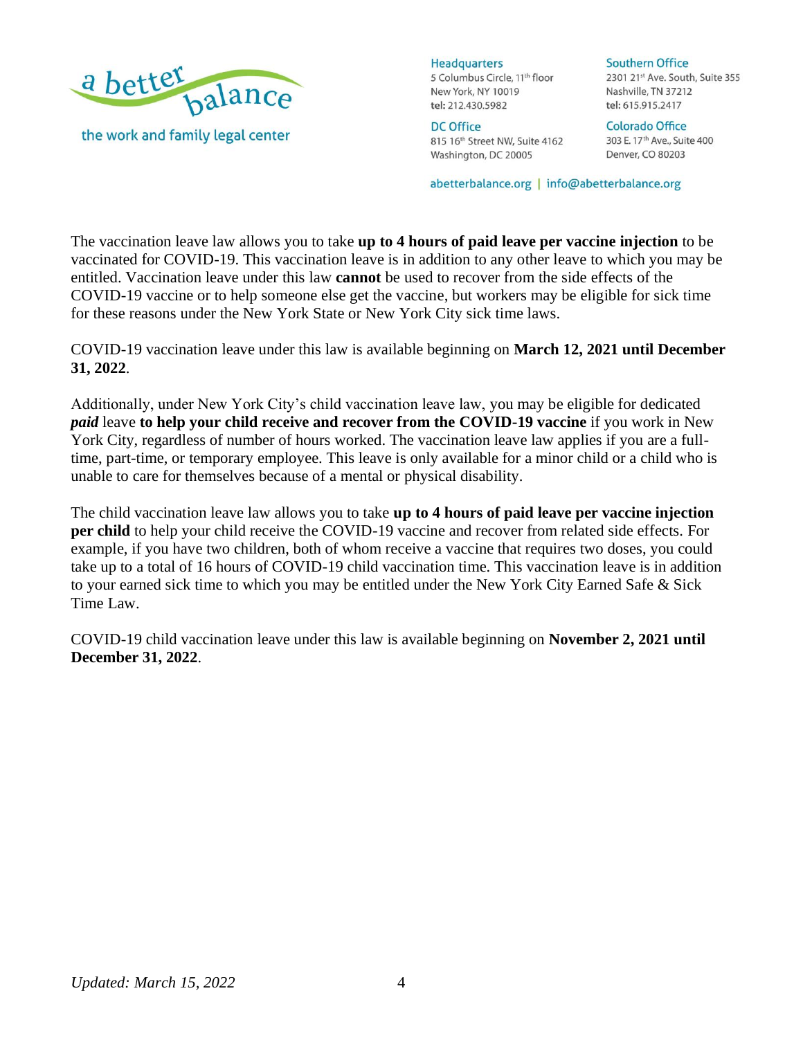The vaccination leave law allows you to take **up to 4 hours of paid leave per vaccine injection** to be vaccinated for COVID-19. This vaccination leave is in addition to any other leave to which you may be entitled. Vaccination leave under this law **cannot** be used to recover from the side effects of the COVID-19 vaccine or to help someone else get the vaccine, but workers may be eligible for sick time for these reasons under the New York State or New York City sick time laws.

COVID-19 vaccination leave under this law is available beginning on **March 12, 2021 until December 31, 2022**.

Additionally, under New York City's child vaccination leave law, you may be eligible for dedicated ***paid*** leave **to help your child receive and recover from the COVID-19 vaccine** if you work in New York City, regardless of number of hours worked. The vaccination leave law applies if you are a full-time, part-time, or temporary employee. This leave is only available for a minor child or a child who is unable to care for themselves because of a mental or physical disability.

The child vaccination leave law allows you to take **up to 4 hours of paid leave per vaccine injection per child** to help your child receive the COVID-19 vaccine and recover from related side effects. For example, if you have two children, both of whom receive a vaccine that requires two doses, you could take up to a total of 16 hours of COVID-19 child vaccination time. This vaccination leave is in addition to your earned sick time to which you may be entitled under the New York City Earned Safe & Sick Time Law.

COVID-19 child vaccination leave under this law is available beginning on **November 2, 2021 until December 31, 2022**.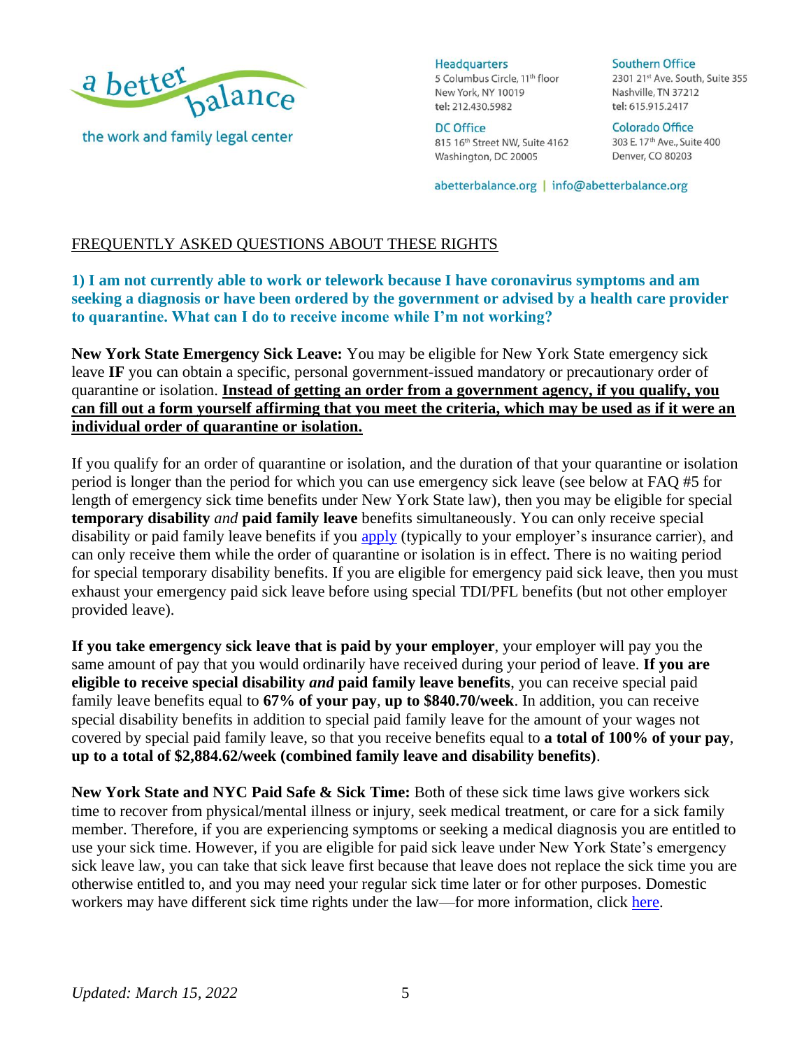FREQUENTLY ASKED QUESTIONS ABOUT THESE RIGHTS

### 1) I am not currently able to work or telework because I have coronavirus symptoms and am seeking a diagnosis or have been ordered by the government or advised by a health care provider to quarantine. What can I do to receive income while I'm not working?

**New York State Emergency Sick Leave:** You may be eligible for New York State emergency sick leave **IF** you can obtain a specific, personal government-issued mandatory or precautionary order of quarantine or isolation. **Instead of getting an order from a government agency, if you qualify, you can fill out a form yourself affirming that you meet the criteria, which may be used as if it were an individual order of quarantine or isolation.**

If you qualify for an order of quarantine or isolation, and the duration of that your quarantine or isolation period is longer than the period for which you can use emergency sick leave (see below at FAQ #5 for length of emergency sick time benefits under New York State law), then you may be eligible for special **temporary disability** *and* **paid family leave** benefits simultaneously. You can only receive special disability or paid family leave benefits if you apply (typically to your employer's insurance carrier), and can only receive them while the order of quarantine or isolation is in effect. There is no waiting period for special temporary disability benefits. If you are eligible for emergency paid sick leave, then you must exhaust your emergency paid sick leave before using special TDI/PFL benefits (but not other employer provided leave).

**If you take emergency sick leave that is paid by your employer**, your employer will pay you the same amount of pay that you would ordinarily have received during your period of leave. **If you are eligible to receive special disability *and* paid family leave benefits**, you can receive special paid family leave benefits equal to **67% of your pay**, **up to $840.70/week**. In addition, you can receive special disability benefits in addition to special paid family leave for the amount of your wages not covered by special paid family leave, so that you receive benefits equal to **a total of 100% of your pay**, **up to a total of $2,884.62/week (combined family leave and disability benefits)**.

**New York State and NYC Paid Safe & Sick Time:** Both of these sick time laws give workers sick time to recover from physical/mental illness or injury, seek medical treatment, or care for a sick family member. Therefore, if you are experiencing symptoms or seeking a medical diagnosis you are entitled to use your sick time. However, if you are eligible for paid sick leave under New York State's emergency sick leave law, you can take that sick leave first because that leave does not replace the sick time you are otherwise entitled to, and you may need your regular sick time later or for other purposes. Domestic workers may have different sick time rights under the law—for more information, click here.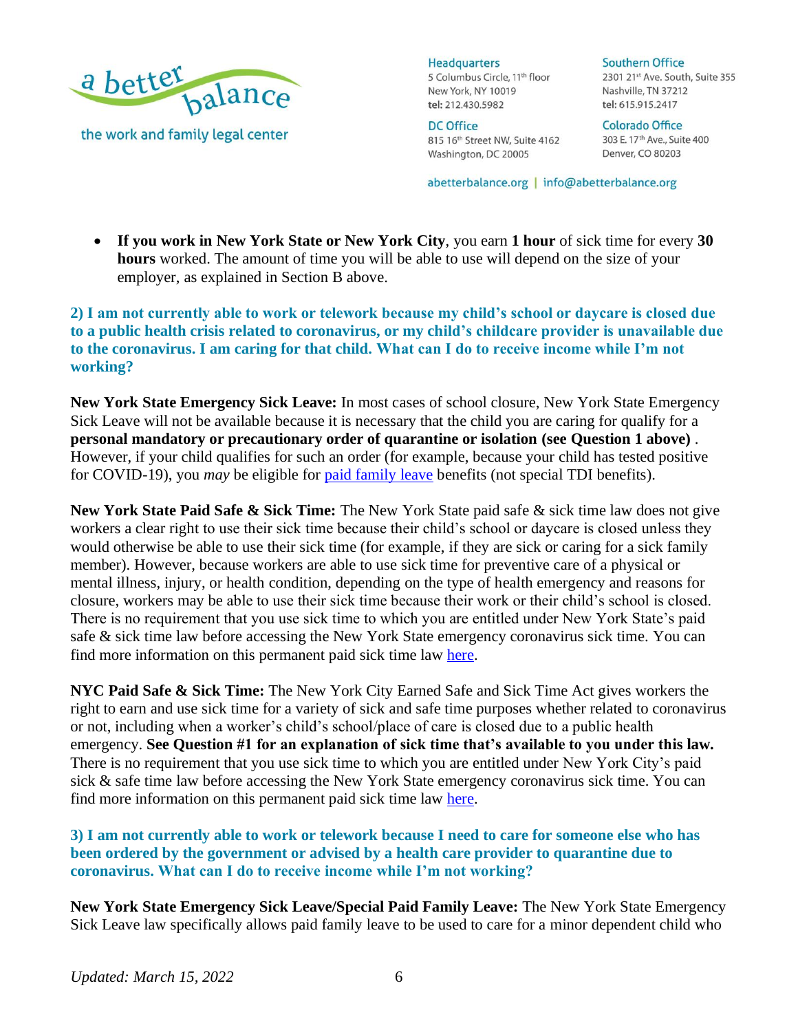- **If you work in New York State or New York City**, you earn **1 hour** of sick time for every **30 hours** worked. The amount of time you will be able to use will depend on the size of your employer, as explained in Section B above.

### 2) I am not currently able to work or telework because my child's school or daycare is closed due to a public health crisis related to coronavirus, or my child's childcare provider is unavailable due to the coronavirus. I am caring for that child. What can I do to receive income while I'm not working?

**New York State Emergency Sick Leave:** In most cases of school closure, New York State Emergency Sick Leave will not be available because it is necessary that the child you are caring for qualify for a **personal mandatory or precautionary order of quarantine or isolation (see Question 1 above)** . However, if your child qualifies for such an order (for example, because your child has tested positive for COVID-19), you *may* be eligible for paid family leave benefits (not special TDI benefits).

**New York State Paid Safe & Sick Time:** The New York State paid safe & sick time law does not give workers a clear right to use their sick time because their child's school or daycare is closed unless they would otherwise be able to use their sick time (for example, if they are sick or caring for a sick family member). However, because workers are able to use sick time for preventive care of a physical or mental illness, injury, or health condition, depending on the type of health emergency and reasons for closure, workers may be able to use their sick time because their work or their child's school is closed. There is no requirement that you use sick time to which you are entitled under New York State's paid safe & sick time law before accessing the New York State emergency coronavirus sick time. You can find more information on this permanent paid sick time law here.

**NYC Paid Safe & Sick Time:** The New York City Earned Safe and Sick Time Act gives workers the right to earn and use sick time for a variety of sick and safe time purposes whether related to coronavirus or not, including when a worker's child's school/place of care is closed due to a public health emergency. **See Question #1 for an explanation of sick time that's available to you under this law.** There is no requirement that you use sick time to which you are entitled under New York City's paid sick & safe time law before accessing the New York State emergency coronavirus sick time. You can find more information on this permanent paid sick time law here.

### 3) I am not currently able to work or telework because I need to care for someone else who has been ordered by the government or advised by a health care provider to quarantine due to coronavirus. What can I do to receive income while I'm not working?

**New York State Emergency Sick Leave/Special Paid Family Leave:** The New York State Emergency Sick Leave law specifically allows paid family leave to be used to care for a minor dependent child who

*Updated: March 15, 2022*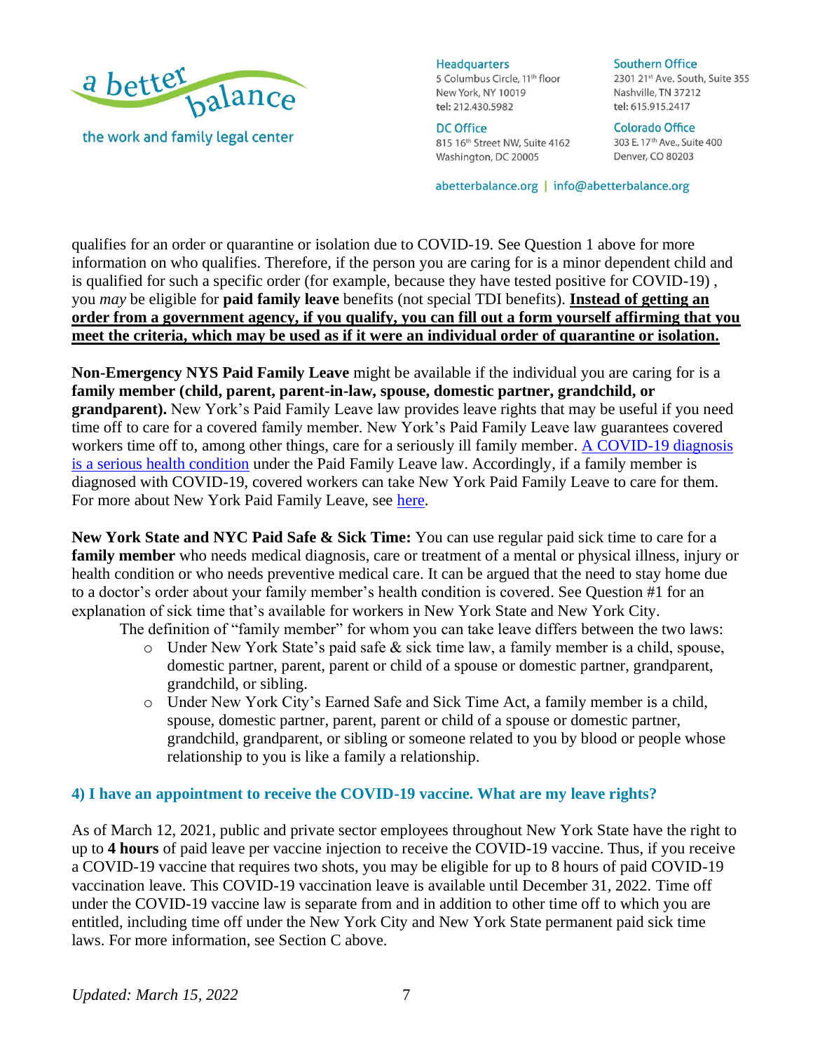qualifies for an order or quarantine or isolation due to COVID-19. See Question 1 above for more information on who qualifies. Therefore, if the person you are caring for is a minor dependent child and is qualified for such a specific order (for example, because they have tested positive for COVID-19) , you *may* be eligible for **paid family leave** benefits (not special TDI benefits). **Instead of getting an order from a government agency, if you qualify, you can fill out a form yourself affirming that you meet the criteria, which may be used as if it were an individual order of quarantine or isolation.**

**Non-Emergency NYS Paid Family Leave** might be available if the individual you are caring for is a **family member (child, parent, parent-in-law, spouse, domestic partner, grandchild, or grandparent).** New York's Paid Family Leave law provides leave rights that may be useful if you need time off to care for a covered family member. New York's Paid Family Leave law guarantees covered workers time off to, among other things, care for a seriously ill family member. A COVID-19 diagnosis is a serious health condition under the Paid Family Leave law. Accordingly, if a family member is diagnosed with COVID-19, covered workers can take New York Paid Family Leave to care for them. For more about New York Paid Family Leave, see here.

**New York State and NYC Paid Safe & Sick Time:** You can use regular paid sick time to care for a **family member** who needs medical diagnosis, care or treatment of a mental or physical illness, injury or health condition or who needs preventive medical care. It can be argued that the need to stay home due to a doctor's order about your family member's health condition is covered. See Question #1 for an explanation of sick time that's available for workers in New York State and New York City.

The definition of "family member" for whom you can take leave differs between the two laws:

- Under New York State's paid safe & sick time law, a family member is a child, spouse, domestic partner, parent, parent or child of a spouse or domestic partner, grandparent, grandchild, or sibling.
- Under New York City's Earned Safe and Sick Time Act, a family member is a child, spouse, domestic partner, parent, parent or child of a spouse or domestic partner, grandchild, grandparent, or sibling or someone related to you by blood or people whose relationship to you is like a family a relationship.

### 4) I have an appointment to receive the COVID-19 vaccine. What are my leave rights?

As of March 12, 2021, public and private sector employees throughout New York State have the right to up to **4 hours** of paid leave per vaccine injection to receive the COVID-19 vaccine. Thus, if you receive a COVID-19 vaccine that requires two shots, you may be eligible for up to 8 hours of paid COVID-19 vaccination leave. This COVID-19 vaccination leave is available until December 31, 2022. Time off under the COVID-19 vaccine law is separate from and in addition to other time off to which you are entitled, including time off under the New York City and New York State permanent paid sick time laws. For more information, see Section C above.

*Updated: March 15, 2022*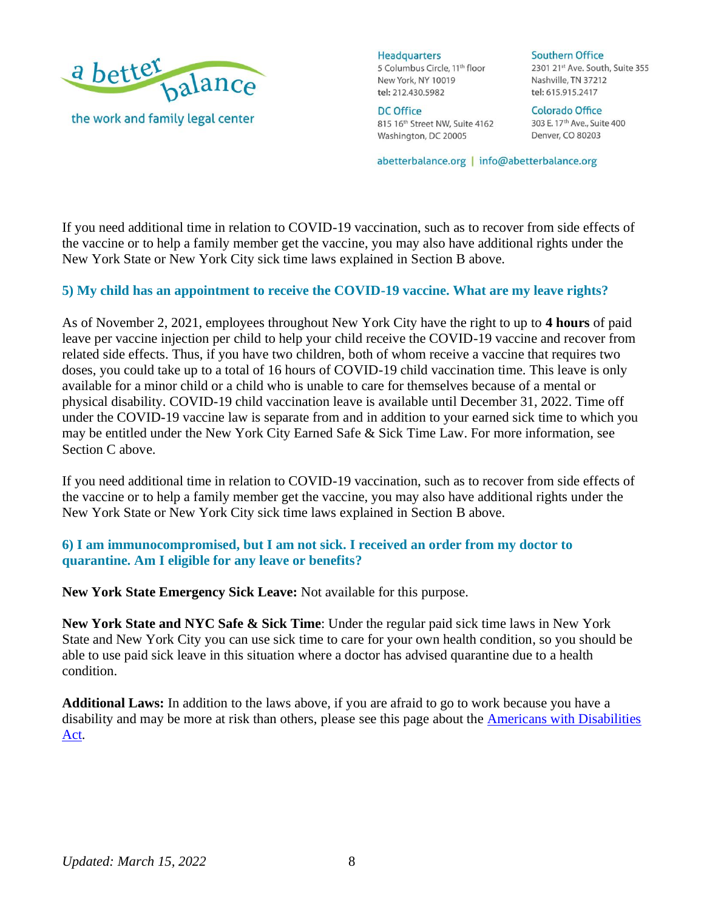If you need additional time in relation to COVID-19 vaccination, such as to recover from side effects of the vaccine or to help a family member get the vaccine, you may also have additional rights under the New York State or New York City sick time laws explained in Section B above.

### 5) My child has an appointment to receive the COVID-19 vaccine. What are my leave rights?

As of November 2, 2021, employees throughout New York City have the right to up to **4 hours** of paid leave per vaccine injection per child to help your child receive the COVID-19 vaccine and recover from related side effects. Thus, if you have two children, both of whom receive a vaccine that requires two doses, you could take up to a total of 16 hours of COVID-19 child vaccination time. This leave is only available for a minor child or a child who is unable to care for themselves because of a mental or physical disability. COVID-19 child vaccination leave is available until December 31, 2022. Time off under the COVID-19 vaccine law is separate from and in addition to your earned sick time to which you may be entitled under the New York City Earned Safe & Sick Time Law. For more information, see Section C above.

If you need additional time in relation to COVID-19 vaccination, such as to recover from side effects of the vaccine or to help a family member get the vaccine, you may also have additional rights under the New York State or New York City sick time laws explained in Section B above.

### 6) I am immunocompromised, but I am not sick. I received an order from my doctor to quarantine. Am I eligible for any leave or benefits?

**New York State Emergency Sick Leave:** Not available for this purpose.

**New York State and NYC Safe & Sick Time**: Under the regular paid sick time laws in New York State and New York City you can use sick time to care for your own health condition, so you should be able to use paid sick leave in this situation where a doctor has advised quarantine due to a health condition.

**Additional Laws:** In addition to the laws above, if you are afraid to go to work because you have a disability and may be more at risk than others, please see this page about the Americans with Disabilities Act.

*Updated: March 15, 2022*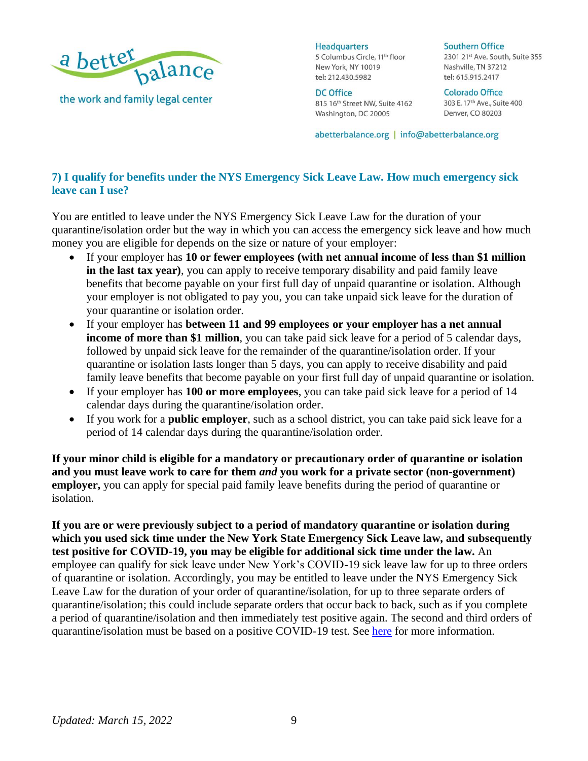### 7) I qualify for benefits under the NYS Emergency Sick Leave Law. How much emergency sick leave can I use?

You are entitled to leave under the NYS Emergency Sick Leave Law for the duration of your quarantine/isolation order but the way in which you can access the emergency sick leave and how much money you are eligible for depends on the size or nature of your employer:

- If your employer has **10 or fewer employees (with net annual income of less than $1 million in the last tax year)**, you can apply to receive temporary disability and paid family leave benefits that become payable on your first full day of unpaid quarantine or isolation. Although your employer is not obligated to pay you, you can take unpaid sick leave for the duration of your quarantine or isolation order.
- If your employer has **between 11 and 99 employees or your employer has a net annual income of more than $1 million**, you can take paid sick leave for a period of 5 calendar days, followed by unpaid sick leave for the remainder of the quarantine/isolation order. If your quarantine or isolation lasts longer than 5 days, you can apply to receive disability and paid family leave benefits that become payable on your first full day of unpaid quarantine or isolation.
- If your employer has **100 or more employees**, you can take paid sick leave for a period of 14 calendar days during the quarantine/isolation order.
- If you work for a **public employer**, such as a school district, you can take paid sick leave for a period of 14 calendar days during the quarantine/isolation order.

**If your minor child is eligible for a mandatory or precautionary order of quarantine or isolation and you must leave work to care for them *and* you work for a private sector (non-government) employer,** you can apply for special paid family leave benefits during the period of quarantine or isolation.

**If you are or were previously subject to a period of mandatory quarantine or isolation during which you used sick time under the New York State Emergency Sick Leave law, and subsequently test positive for COVID-19, you may be eligible for additional sick time under the law.** An employee can qualify for sick leave under New York's COVID-19 sick leave law for up to three orders of quarantine or isolation. Accordingly, you may be entitled to leave under the NYS Emergency Sick Leave Law for the duration of your order of quarantine/isolation, for up to three separate orders of quarantine/isolation; this could include separate orders that occur back to back, such as if you complete a period of quarantine/isolation and then immediately test positive again. The second and third orders of quarantine/isolation must be based on a positive COVID-19 test. See here for more information.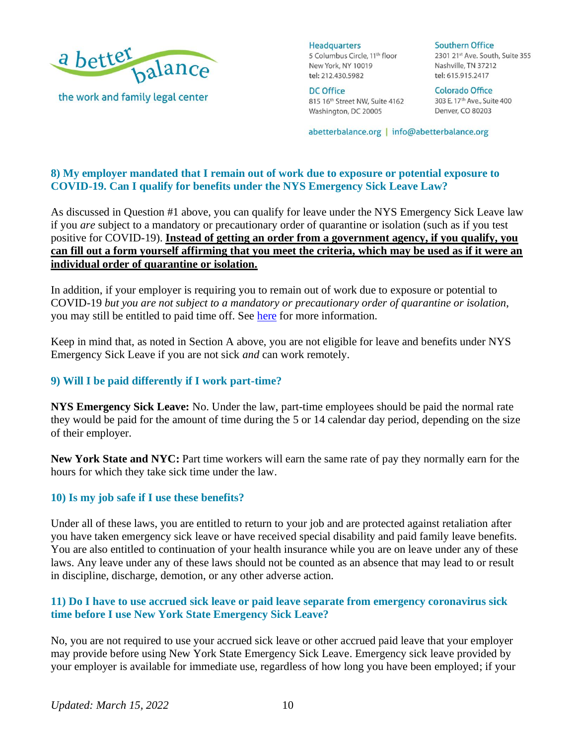### 8) My employer mandated that I remain out of work due to exposure or potential exposure to COVID-19. Can I qualify for benefits under the NYS Emergency Sick Leave Law?

As discussed in Question #1 above, you can qualify for leave under the NYS Emergency Sick Leave law if you *are* subject to a mandatory or precautionary order of quarantine or isolation (such as if you test positive for COVID-19). **Instead of getting an order from a government agency, if you qualify, you can fill out a form yourself affirming that you meet the criteria, which may be used as if it were an individual order of quarantine or isolation.**

In addition, if your employer is requiring you to remain out of work due to exposure or potential to COVID-19 *but you are not subject to a mandatory or precautionary order of quarantine or isolation*, you may still be entitled to paid time off. See here for more information.

Keep in mind that, as noted in Section A above, you are not eligible for leave and benefits under NYS Emergency Sick Leave if you are not sick *and* can work remotely.

### 9) Will I be paid differently if I work part-time?

**NYS Emergency Sick Leave:** No. Under the law, part-time employees should be paid the normal rate they would be paid for the amount of time during the 5 or 14 calendar day period, depending on the size of their employer.

**New York State and NYC:** Part time workers will earn the same rate of pay they normally earn for the hours for which they take sick time under the law.

### 10) Is my job safe if I use these benefits?

Under all of these laws, you are entitled to return to your job and are protected against retaliation after you have taken emergency sick leave or have received special disability and paid family leave benefits. You are also entitled to continuation of your health insurance while you are on leave under any of these laws. Any leave under any of these laws should not be counted as an absence that may lead to or result in discipline, discharge, demotion, or any other adverse action.

### 11) Do I have to use accrued sick leave or paid leave separate from emergency coronavirus sick time before I use New York State Emergency Sick Leave?

No, you are not required to use your accrued sick leave or other accrued paid leave that your employer may provide before using New York State Emergency Sick Leave. Emergency sick leave provided by your employer is available for immediate use, regardless of how long you have been employed; if your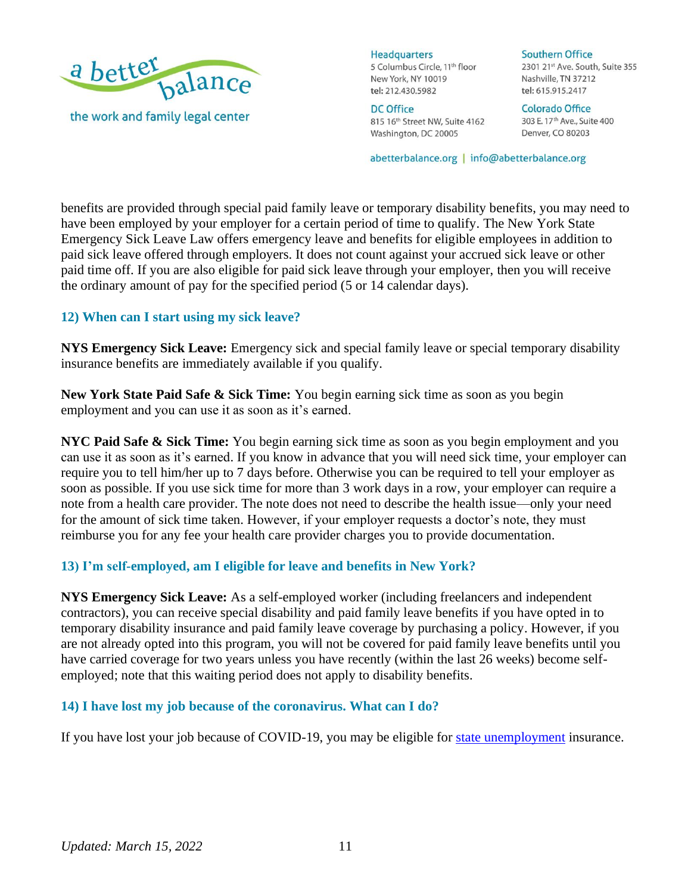benefits are provided through special paid family leave or temporary disability benefits, you may need to have been employed by your employer for a certain period of time to qualify. The New York State Emergency Sick Leave Law offers emergency leave and benefits for eligible employees in addition to paid sick leave offered through employers. It does not count against your accrued sick leave or other paid time off. If you are also eligible for paid sick leave through your employer, then you will receive the ordinary amount of pay for the specified period (5 or 14 calendar days).

### 12) When can I start using my sick leave?

**NYS Emergency Sick Leave:** Emergency sick and special family leave or special temporary disability insurance benefits are immediately available if you qualify.

**New York State Paid Safe & Sick Time:** You begin earning sick time as soon as you begin employment and you can use it as soon as it's earned.

**NYC Paid Safe & Sick Time:** You begin earning sick time as soon as you begin employment and you can use it as soon as it's earned. If you know in advance that you will need sick time, your employer can require you to tell him/her up to 7 days before. Otherwise you can be required to tell your employer as soon as possible. If you use sick time for more than 3 work days in a row, your employer can require a note from a health care provider. The note does not need to describe the health issue—only your need for the amount of sick time taken. However, if your employer requests a doctor's note, they must reimburse you for any fee your health care provider charges you to provide documentation.

### 13) I'm self-employed, am I eligible for leave and benefits in New York?

**NYS Emergency Sick Leave:** As a self-employed worker (including freelancers and independent contractors), you can receive special disability and paid family leave benefits if you have opted in to temporary disability insurance and paid family leave coverage by purchasing a policy. However, if you are not already opted into this program, you will not be covered for paid family leave benefits until you have carried coverage for two years unless you have recently (within the last 26 weeks) become self-employed; note that this waiting period does not apply to disability benefits.

### 14) I have lost my job because of the coronavirus. What can I do?

If you have lost your job because of COVID-19, you may be eligible for state unemployment insurance.

*Updated: March 15, 2022*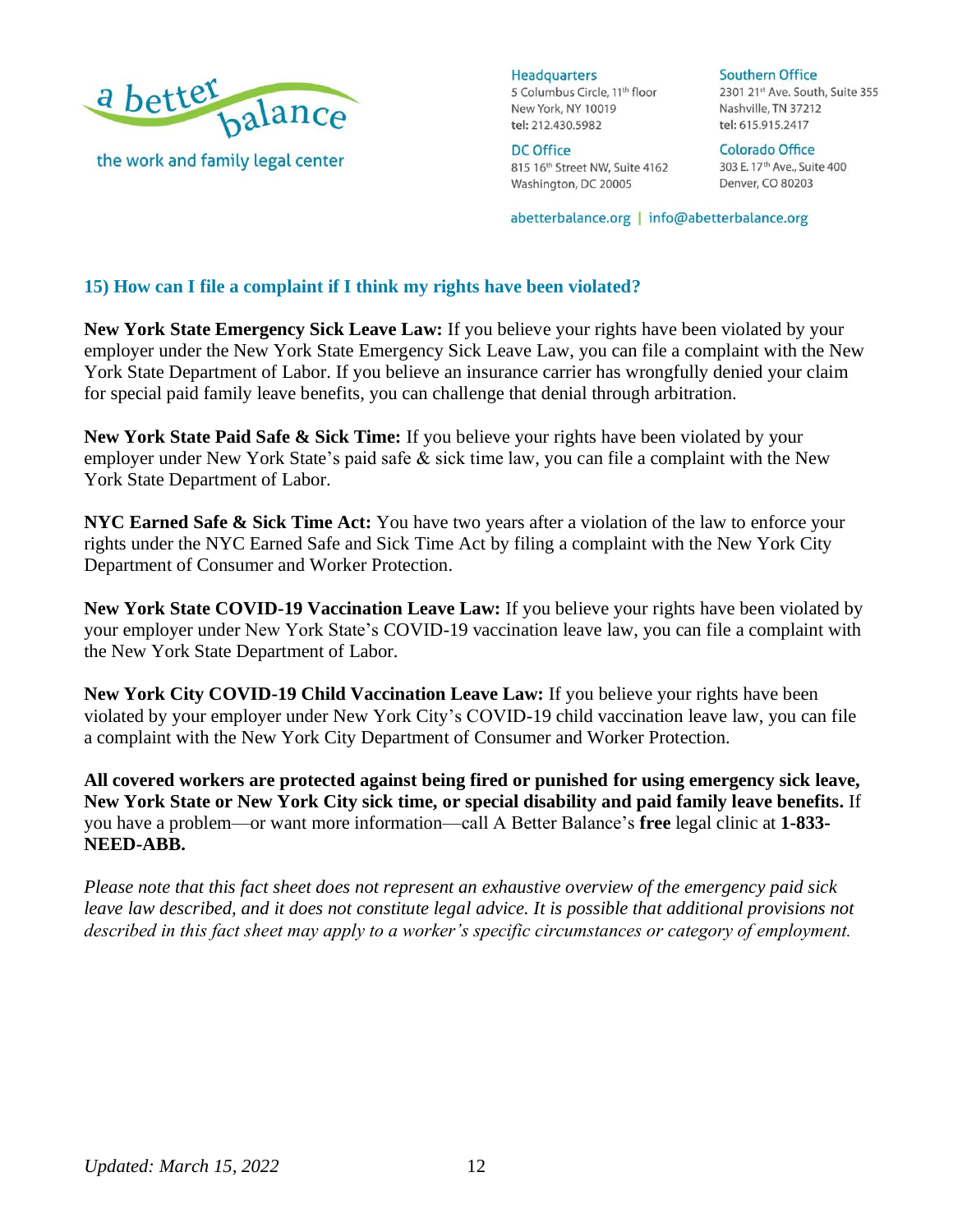## 15) How can I file a complaint if I think my rights have been violated?

**New York State Emergency Sick Leave Law:** If you believe your rights have been violated by your employer under the New York State Emergency Sick Leave Law, you can file a complaint with the New York State Department of Labor. If you believe an insurance carrier has wrongfully denied your claim for special paid family leave benefits, you can challenge that denial through arbitration.

**New York State Paid Safe & Sick Time:** If you believe your rights have been violated by your employer under New York State's paid safe & sick time law, you can file a complaint with the New York State Department of Labor.

**NYC Earned Safe & Sick Time Act:** You have two years after a violation of the law to enforce your rights under the NYC Earned Safe and Sick Time Act by filing a complaint with the New York City Department of Consumer and Worker Protection.

**New York State COVID-19 Vaccination Leave Law:** If you believe your rights have been violated by your employer under New York State's COVID-19 vaccination leave law, you can file a complaint with the New York State Department of Labor.

**New York City COVID-19 Child Vaccination Leave Law:** If you believe your rights have been violated by your employer under New York City's COVID-19 child vaccination leave law, you can file a complaint with the New York City Department of Consumer and Worker Protection.

**All covered workers are protected against being fired or punished for using emergency sick leave, New York State or New York City sick time, or special disability and paid family leave benefits.** If you have a problem—or want more information—call A Better Balance's **free** legal clinic at **1-833-NEED-ABB.**

*Please note that this fact sheet does not represent an exhaustive overview of the emergency paid sick leave law described, and it does not constitute legal advice. It is possible that additional provisions not described in this fact sheet may apply to a worker's specific circumstances or category of employment.*

*Updated: March 15, 2022*